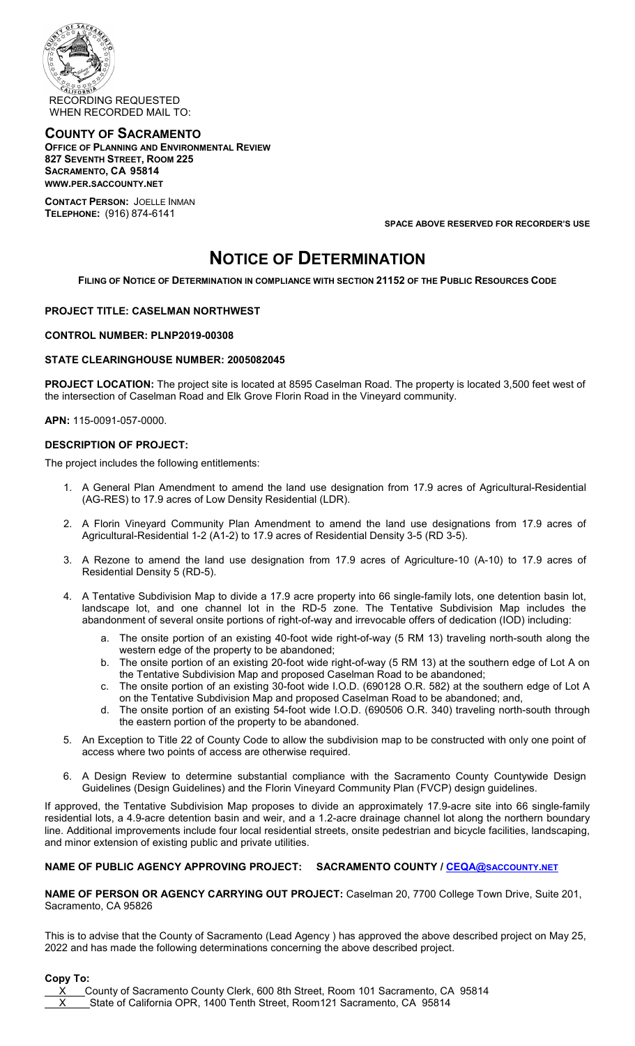RECORDING REQUESTED
WHEN RECORDED MAIL TO:

**COUNTY OF SACRAMENTO**
**OFFICE OF PLANNING AND ENVIRONMENTAL REVIEW**
**827 SEVENTH STREET, ROOM 225**
**SACRAMENTO, CA 95814**
**WWW.PER.SACCOUNTY.NET**

**CONTACT PERSON:** JOELLE INMAN
**TELEPHONE:** (916) 874-6141

**SPACE ABOVE RESERVED FOR RECORDER'S USE**

# NOTICE OF DETERMINATION

**FILING OF NOTICE OF DETERMINATION IN COMPLIANCE WITH SECTION 21152 OF THE PUBLIC RESOURCES CODE**

**PROJECT TITLE: CASELMAN NORTHWEST**

**CONTROL NUMBER: PLNP2019-00308**

**STATE CLEARINGHOUSE NUMBER: 2005082045**

**PROJECT LOCATION:** The project site is located at 8595 Caselman Road. The property is located 3,500 feet west of the intersection of Caselman Road and Elk Grove Florin Road in the Vineyard community.

**APN:** 115-0091-057-0000.

**DESCRIPTION OF PROJECT:**

The project includes the following entitlements:

1. A General Plan Amendment to amend the land use designation from 17.9 acres of Agricultural-Residential (AG-RES) to 17.9 acres of Low Density Residential (LDR).
2. A Florin Vineyard Community Plan Amendment to amend the land use designations from 17.9 acres of Agricultural-Residential 1-2 (A1-2) to 17.9 acres of Residential Density 3-5 (RD 3-5).
3. A Rezone to amend the land use designation from 17.9 acres of Agriculture-10 (A-10) to 17.9 acres of Residential Density 5 (RD-5).
4. A Tentative Subdivision Map to divide a 17.9 acre property into 66 single-family lots, one detention basin lot, landscape lot, and one channel lot in the RD-5 zone. The Tentative Subdivision Map includes the abandonment of several onsite portions of right-of-way and irrevocable offers of dedication (IOD) including:
   a. The onsite portion of an existing 40-foot wide right-of-way (5 RM 13) traveling north-south along the western edge of the property to be abandoned;
   b. The onsite portion of an existing 20-foot wide right-of-way (5 RM 13) at the southern edge of Lot A on the Tentative Subdivision Map and proposed Caselman Road to be abandoned;
   c. The onsite portion of an existing 30-foot wide I.O.D. (690128 O.R. 582) at the southern edge of Lot A on the Tentative Subdivision Map and proposed Caselman Road to be abandoned; and,
   d. The onsite portion of an existing 54-foot wide I.O.D. (690506 O.R. 340) traveling north-south through the eastern portion of the property to be abandoned.
5. An Exception to Title 22 of County Code to allow the subdivision map to be constructed with only one point of access where two points of access are otherwise required.
6. A Design Review to determine substantial compliance with the Sacramento County Countywide Design Guidelines (Design Guidelines) and the Florin Vineyard Community Plan (FVCP) design guidelines.

If approved, the Tentative Subdivision Map proposes to divide an approximately 17.9-acre site into 66 single-family residential lots, a 4.9-acre detention basin and weir, and a 1.2-acre drainage channel lot along the northern boundary line. Additional improvements include four local residential streets, onsite pedestrian and bicycle facilities, landscaping, and minor extension of existing public and private utilities.

**NAME OF PUBLIC AGENCY APPROVING PROJECT: SACRAMENTO COUNTY / CEQA@SACCOUNTY.NET**

**NAME OF PERSON OR AGENCY CARRYING OUT PROJECT:** Caselman 20, 7700 College Town Drive, Suite 201, Sacramento, CA 95826

This is to advise that the County of Sacramento (Lead Agency ) has approved the above described project on May 25, 2022 and has made the following determinations concerning the above described project.

**Copy To:**

X County of Sacramento County Clerk, 600 8th Street, Room 101 Sacramento, CA 95814
X State of California OPR, 1400 Tenth Street, Room121 Sacramento, CA 95814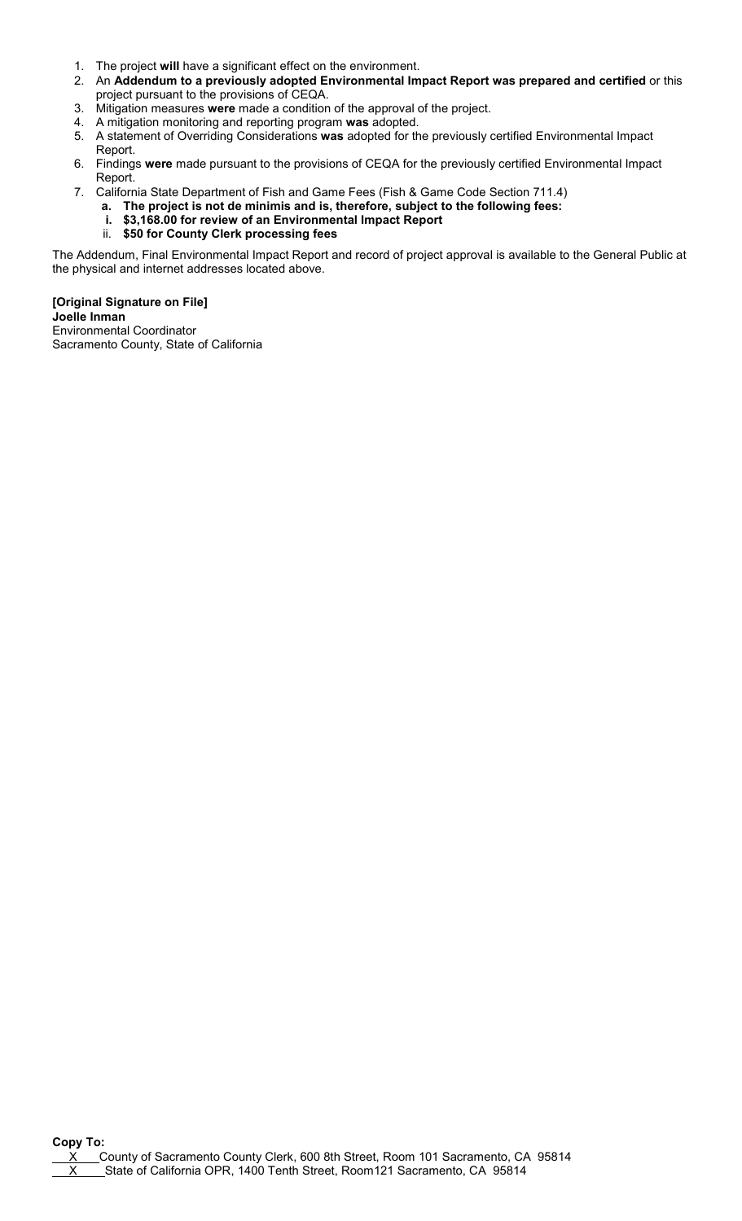1. The project **will** have a significant effect on the environment.
2. An **Addendum to a previously adopted Environmental Impact Report was prepared and certified** or this project pursuant to the provisions of CEQA.
3. Mitigation measures **were** made a condition of the approval of the project.
4. A mitigation monitoring and reporting program **was** adopted.
5. A statement of Overriding Considerations **was** adopted for the previously certified Environmental Impact Report.
6. Findings **were** made pursuant to the provisions of CEQA for the previously certified Environmental Impact Report.
7. California State Department of Fish and Game Fees (Fish & Game Code Section 711.4)
   a. **The project is not de minimis and is, therefore, subject to the following fees:**
   i. **$3,168.00 for review of an Environmental Impact Report**
   ii. **$50 for County Clerk processing fees**

The Addendum, Final Environmental Impact Report and record of project approval is available to the General Public at the physical and internet addresses located above.

**[Original Signature on File]**
**Joelle Inman**
Environmental Coordinator
Sacramento County, State of California

**Copy To:**

\_\_X\_\_ County of Sacramento County Clerk, 600 8th Street, Room 101 Sacramento, CA 95814
\_\_X\_\_ State of California OPR, 1400 Tenth Street, Room121 Sacramento, CA 95814